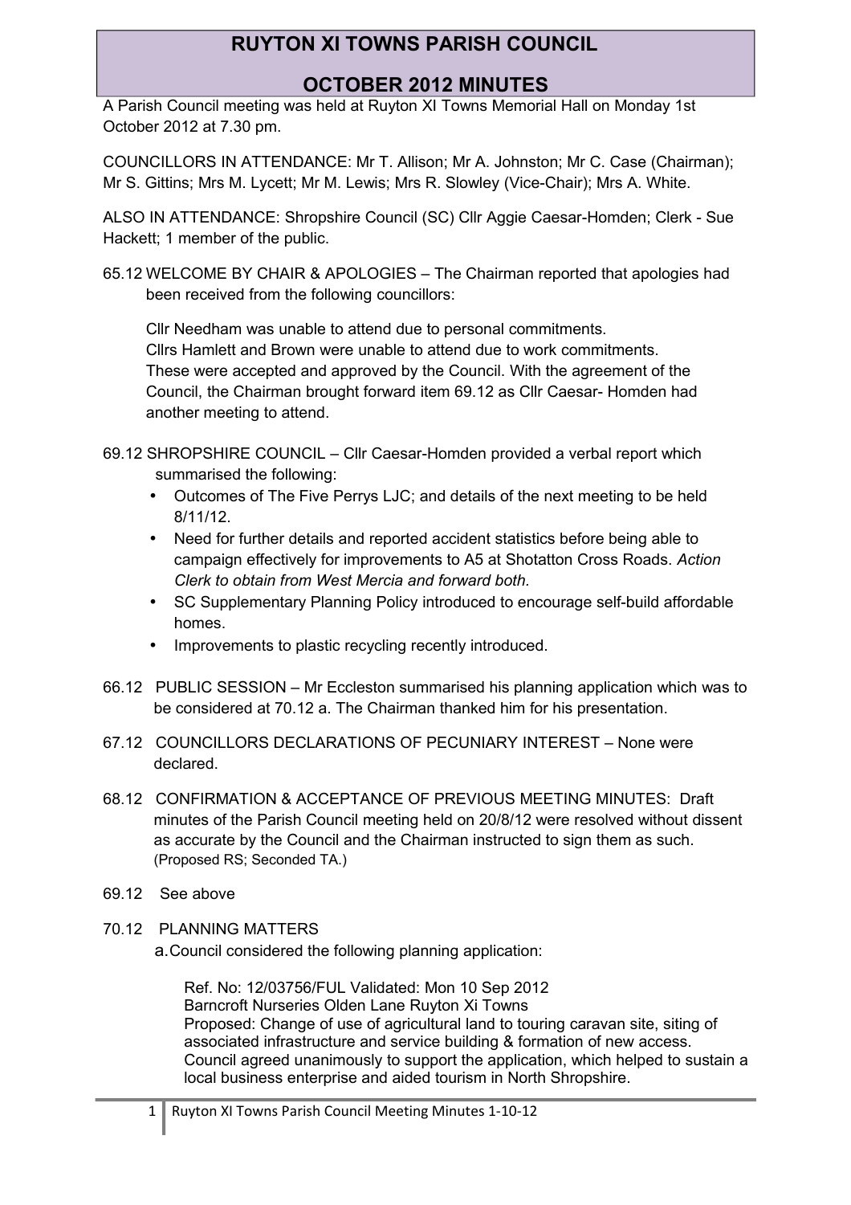# RUYTON XI TOWNS PARISH COUNCIL

## OCTOBER 2012 MINUTES

A Parish Council meeting was held at Ruyton XI Towns Memorial Hall on Monday 1st October 2012 at 7.30 pm.

COUNCILLORS IN ATTENDANCE: Mr T. Allison; Mr A. Johnston; Mr C. Case (Chairman); Mr S. Gittins; Mrs M. Lycett; Mr M. Lewis; Mrs R. Slowley (Vice-Chair); Mrs A. White.

ALSO IN ATTENDANCE: Shropshire Council (SC) Cllr Aggie Caesar-Homden; Clerk - Sue Hackett; 1 member of the public.

65.12 WELCOME BY CHAIR & APOLOGIES – The Chairman reported that apologies had been received from the following councillors:

Cllr Needham was unable to attend due to personal commitments.
Cllrs Hamlett and Brown were unable to attend due to work commitments.
These were accepted and approved by the Council. With the agreement of the Council, the Chairman brought forward item 69.12 as Cllr Caesar- Homden had another meeting to attend.

69.12 SHROPSHIRE COUNCIL – Cllr Caesar-Homden provided a verbal report which summarised the following:

- Outcomes of The Five Perrys LJC; and details of the next meeting to be held 8/11/12.
- Need for further details and reported accident statistics before being able to campaign effectively for improvements to A5 at Shotatton Cross Roads. *Action Clerk to obtain from West Mercia and forward both.*
- SC Supplementary Planning Policy introduced to encourage self-build affordable homes.
- Improvements to plastic recycling recently introduced.

66.12 PUBLIC SESSION – Mr Eccleston summarised his planning application which was to be considered at 70.12 a. The Chairman thanked him for his presentation.

67.12 COUNCILLORS DECLARATIONS OF PECUNIARY INTEREST – None were declared.

68.12 CONFIRMATION & ACCEPTANCE OF PREVIOUS MEETING MINUTES: Draft minutes of the Parish Council meeting held on 20/8/12 were resolved without dissent as accurate by the Council and the Chairman instructed to sign them as such. (Proposed RS; Seconded TA.)

69.12 See above

70.12 PLANNING MATTERS

a. Council considered the following planning application:

Ref. No: 12/03756/FUL Validated: Mon 10 Sep 2012
Barncroft Nurseries Olden Lane Ruyton Xi Towns
Proposed: Change of use of agricultural land to touring caravan site, siting of associated infrastructure and service building & formation of new access.
Council agreed unanimously to support the application, which helped to sustain a local business enterprise and aided tourism in North Shropshire.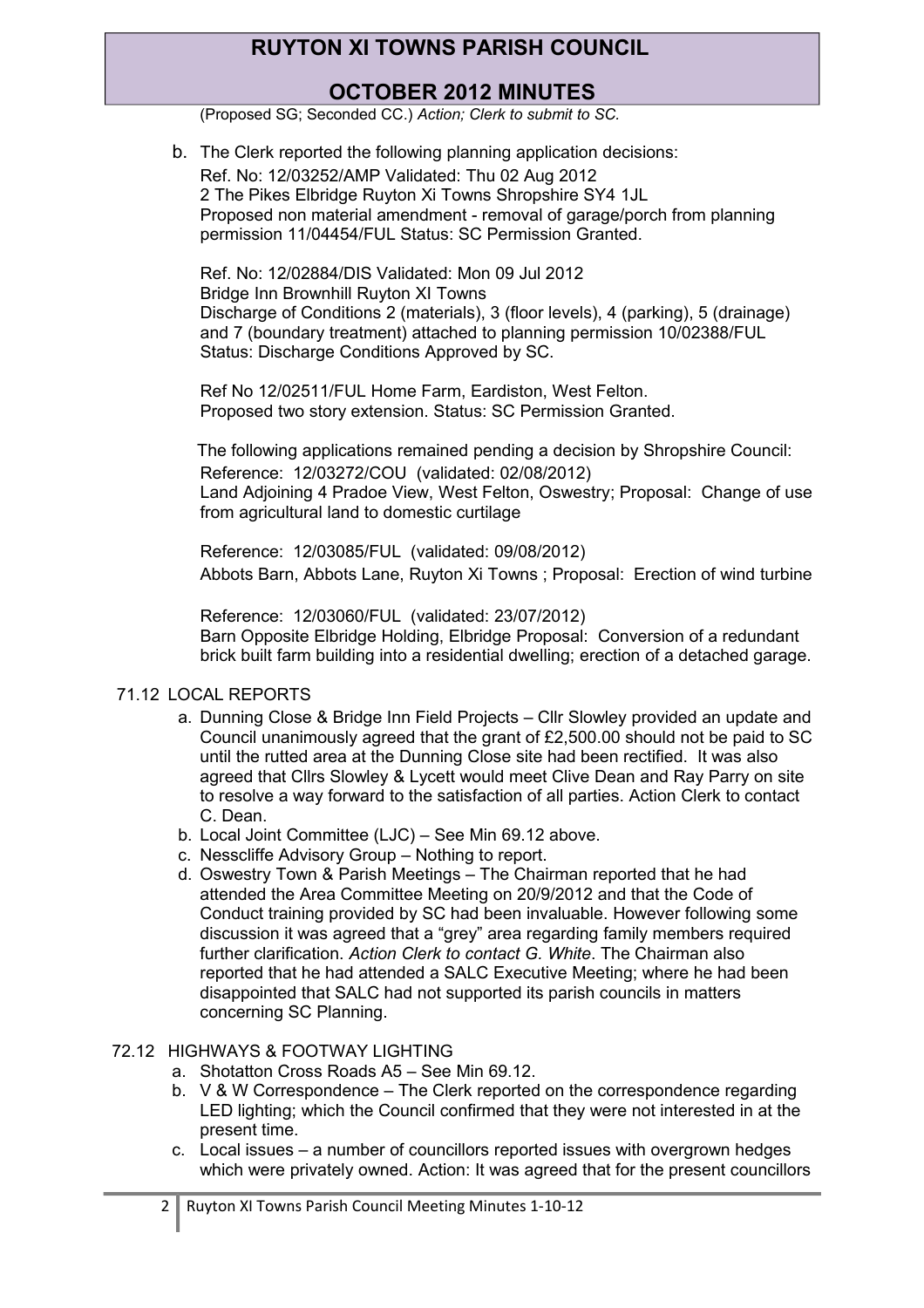(Proposed SG; Seconded CC.) *Action; Clerk to submit to SC.*

b. The Clerk reported the following planning application decisions:

   Ref. No: 12/03252/AMP Validated: Thu 02 Aug 2012
   2 The Pikes Elbridge Ruyton Xi Towns Shropshire SY4 1JL
   Proposed non material amendment - removal of garage/porch from planning permission 11/04454/FUL Status: SC Permission Granted.

   Ref. No: 12/02884/DIS Validated: Mon 09 Jul 2012
   Bridge Inn Brownhill Ruyton XI Towns
   Discharge of Conditions 2 (materials), 3 (floor levels), 4 (parking), 5 (drainage) and 7 (boundary treatment) attached to planning permission 10/02388/FUL Status: Discharge Conditions Approved by SC.

   Ref No 12/02511/FUL Home Farm, Eardiston, West Felton.
   Proposed two story extension. Status: SC Permission Granted.

   The following applications remained pending a decision by Shropshire Council:

   Reference: 12/03272/COU (validated: 02/08/2012)
   Land Adjoining 4 Pradoe View, West Felton, Oswestry; Proposal: Change of use from agricultural land to domestic curtilage

   Reference: 12/03085/FUL (validated: 09/08/2012)
   Abbots Barn, Abbots Lane, Ruyton Xi Towns ; Proposal: Erection of wind turbine

   Reference: 12/03060/FUL (validated: 23/07/2012)
   Barn Opposite Elbridge Holding, Elbridge Proposal: Conversion of a redundant brick built farm building into a residential dwelling; erection of a detached garage.

71.12 LOCAL REPORTS

a. Dunning Close & Bridge Inn Field Projects – Cllr Slowley provided an update and Council unanimously agreed that the grant of £2,500.00 should not be paid to SC until the rutted area at the Dunning Close site had been rectified. It was also agreed that Cllrs Slowley & Lycett would meet Clive Dean and Ray Parry on site to resolve a way forward to the satisfaction of all parties. Action Clerk to contact C. Dean.
b. Local Joint Committee (LJC) – See Min 69.12 above.
c. Nesscliffe Advisory Group – Nothing to report.
d. Oswestry Town & Parish Meetings – The Chairman reported that he had attended the Area Committee Meeting on 20/9/2012 and that the Code of Conduct training provided by SC had been invaluable. However following some discussion it was agreed that a "grey" area regarding family members required further clarification. *Action Clerk to contact G. White*. The Chairman also reported that he had attended a SALC Executive Meeting; where he had been disappointed that SALC had not supported its parish councils in matters concerning SC Planning.

72.12 HIGHWAYS & FOOTWAY LIGHTING

a. Shotatton Cross Roads A5 – See Min 69.12.
b. V & W Correspondence – The Clerk reported on the correspondence regarding LED lighting; which the Council confirmed that they were not interested in at the present time.
c. Local issues – a number of councillors reported issues with overgrown hedges which were privately owned. Action: It was agreed that for the present councillors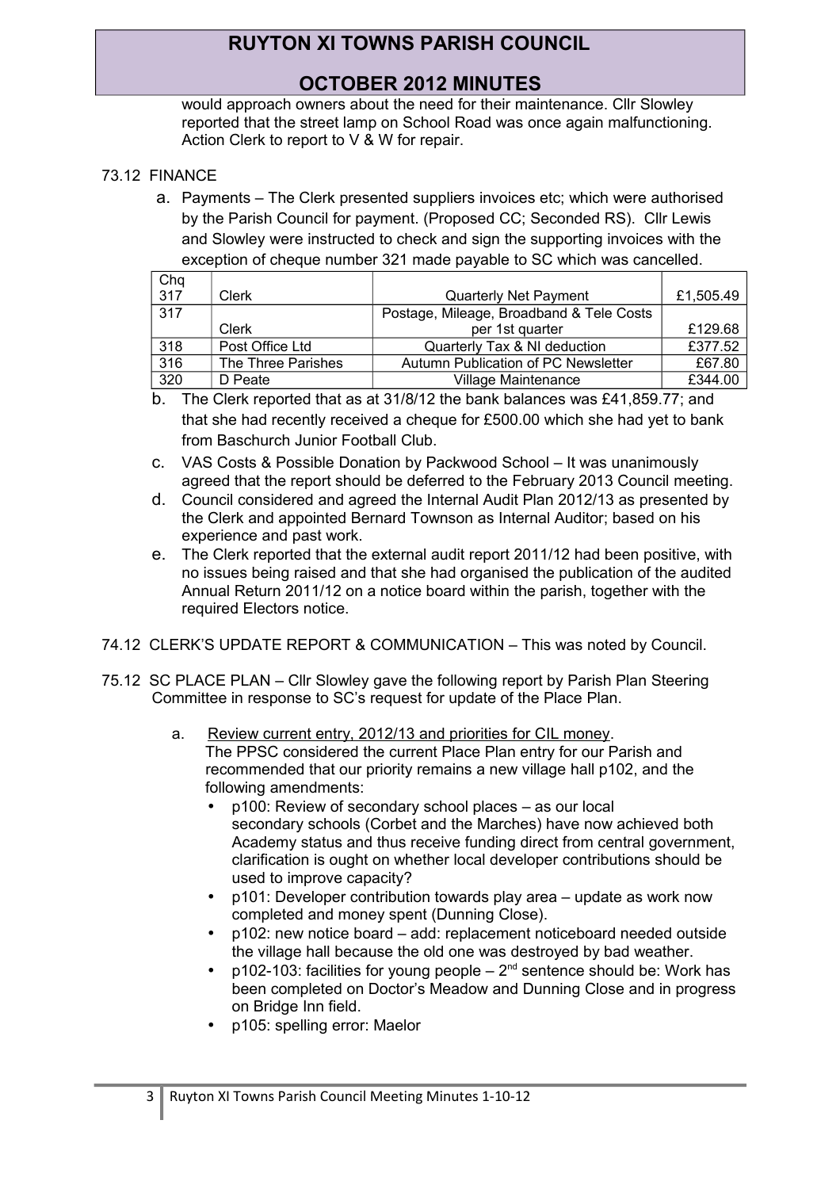would approach owners about the need for their maintenance. Cllr Slowley reported that the street lamp on School Road was once again malfunctioning. Action Clerk to report to V & W for repair.

73.12 FINANCE

a. Payments – The Clerk presented suppliers invoices etc; which were authorised by the Parish Council for payment. (Proposed CC; Seconded RS). Cllr Lewis and Slowley were instructed to check and sign the supporting invoices with the exception of cheque number 321 made payable to SC which was cancelled.

| Chq | | | |
|---|---|---|---|
| 317 | Clerk | Quarterly Net Payment | £1,505.49 |
| 317 | Clerk | Postage, Mileage, Broadband & Tele Costs per 1st quarter | £129.68 |
| 318 | Post Office Ltd | Quarterly Tax & NI deduction | £377.52 |
| 316 | The Three Parishes | Autumn Publication of PC Newsletter | £67.80 |
| 320 | D Peate | Village Maintenance | £344.00 |

b. The Clerk reported that as at 31/8/12 the bank balances was £41,859.77; and that she had recently received a cheque for £500.00 which she had yet to bank from Baschurch Junior Football Club.

c. VAS Costs & Possible Donation by Packwood School – It was unanimously agreed that the report should be deferred to the February 2013 Council meeting.

d. Council considered and agreed the Internal Audit Plan 2012/13 as presented by the Clerk and appointed Bernard Townson as Internal Auditor; based on his experience and past work.

e. The Clerk reported that the external audit report 2011/12 had been positive, with no issues being raised and that she had organised the publication of the audited Annual Return 2011/12 on a notice board within the parish, together with the required Electors notice.

74.12 CLERK'S UPDATE REPORT & COMMUNICATION – This was noted by Council.

75.12 SC PLACE PLAN – Cllr Slowley gave the following report by Parish Plan Steering Committee in response to SC's request for update of the Place Plan.

a. Review current entry, 2012/13 and priorities for CIL money.
The PPSC considered the current Place Plan entry for our Parish and recommended that our priority remains a new village hall p102, and the following amendments:

- p100: Review of secondary school places – as our local secondary schools (Corbet and the Marches) have now achieved both Academy status and thus receive funding direct from central government, clarification is ought on whether local developer contributions should be used to improve capacity?
- p101: Developer contribution towards play area – update as work now completed and money spent (Dunning Close).
- p102: new notice board – add: replacement noticeboard needed outside the village hall because the old one was destroyed by bad weather.
- p102-103: facilities for young people – 2nd sentence should be: Work has been completed on Doctor's Meadow and Dunning Close and in progress on Bridge Inn field.
- p105: spelling error: Maelor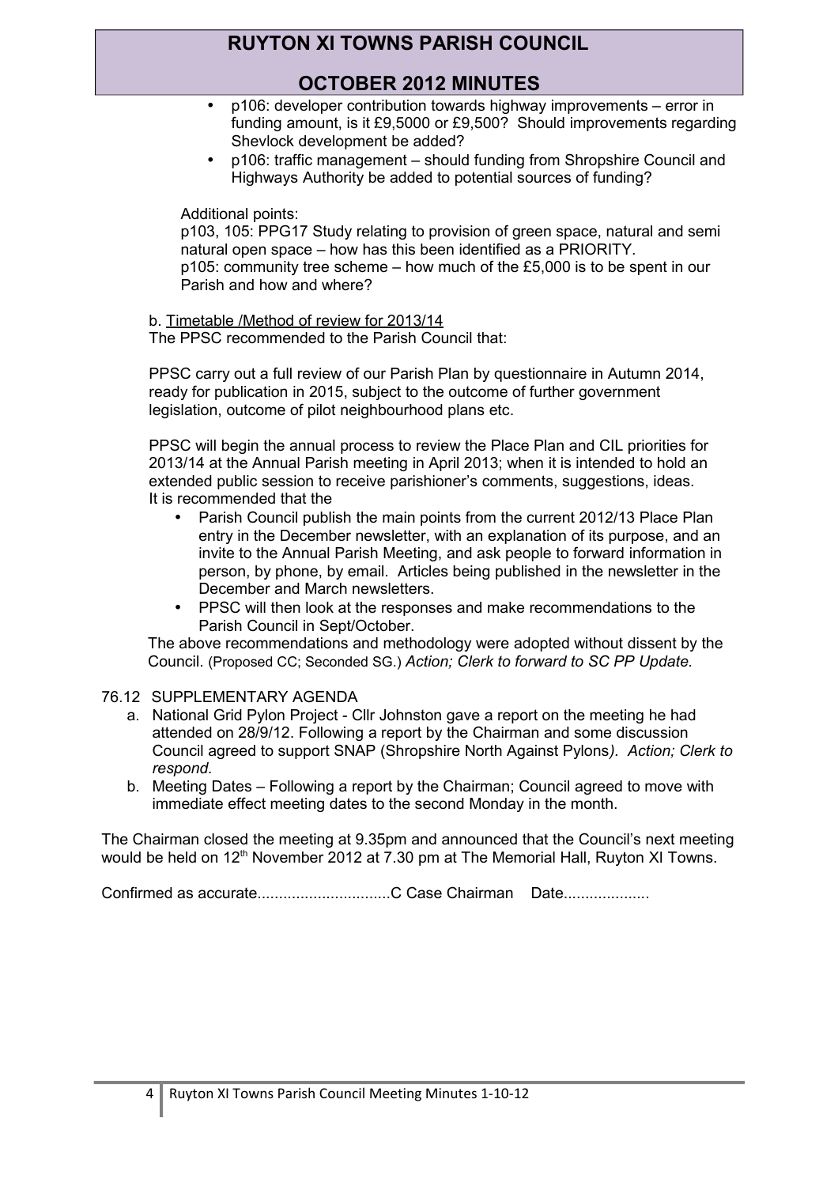- p106: developer contribution towards highway improvements – error in funding amount, is it £9,5000 or £9,500? Should improvements regarding Shevlock development be added?
- p106: traffic management – should funding from Shropshire Council and Highways Authority be added to potential sources of funding?

Additional points:
p103, 105: PPG17 Study relating to provision of green space, natural and semi natural open space – how has this been identified as a PRIORITY.
p105: community tree scheme – how much of the £5,000 is to be spent in our Parish and how and where?

b. Timetable /Method of review for 2013/14
The PPSC recommended to the Parish Council that:

PPSC carry out a full review of our Parish Plan by questionnaire in Autumn 2014, ready for publication in 2015, subject to the outcome of further government legislation, outcome of pilot neighbourhood plans etc.

PPSC will begin the annual process to review the Place Plan and CIL priorities for 2013/14 at the Annual Parish meeting in April 2013; when it is intended to hold an extended public session to receive parishioner's comments, suggestions, ideas.
It is recommended that the

- Parish Council publish the main points from the current 2012/13 Place Plan entry in the December newsletter, with an explanation of its purpose, and an invite to the Annual Parish Meeting, and ask people to forward information in person, by phone, by email. Articles being published in the newsletter in the December and March newsletters.
- PPSC will then look at the responses and make recommendations to the Parish Council in Sept/October.

The above recommendations and methodology were adopted without dissent by the Council. (Proposed CC; Seconded SG.) *Action; Clerk to forward to SC PP Update.*

76.12 SUPPLEMENTARY AGENDA

a. National Grid Pylon Project - Cllr Johnston gave a report on the meeting he had attended on 28/9/12. Following a report by the Chairman and some discussion Council agreed to support SNAP (Shropshire North Against Pylons*). Action; Clerk to respond.*
b. Meeting Dates – Following a report by the Chairman; Council agreed to move with immediate effect meeting dates to the second Monday in the month.

The Chairman closed the meeting at 9.35pm and announced that the Council's next meeting would be held on 12th November 2012 at 7.30 pm at The Memorial Hall, Ruyton XI Towns.

Confirmed as accurate...............................C Case Chairman    Date....................